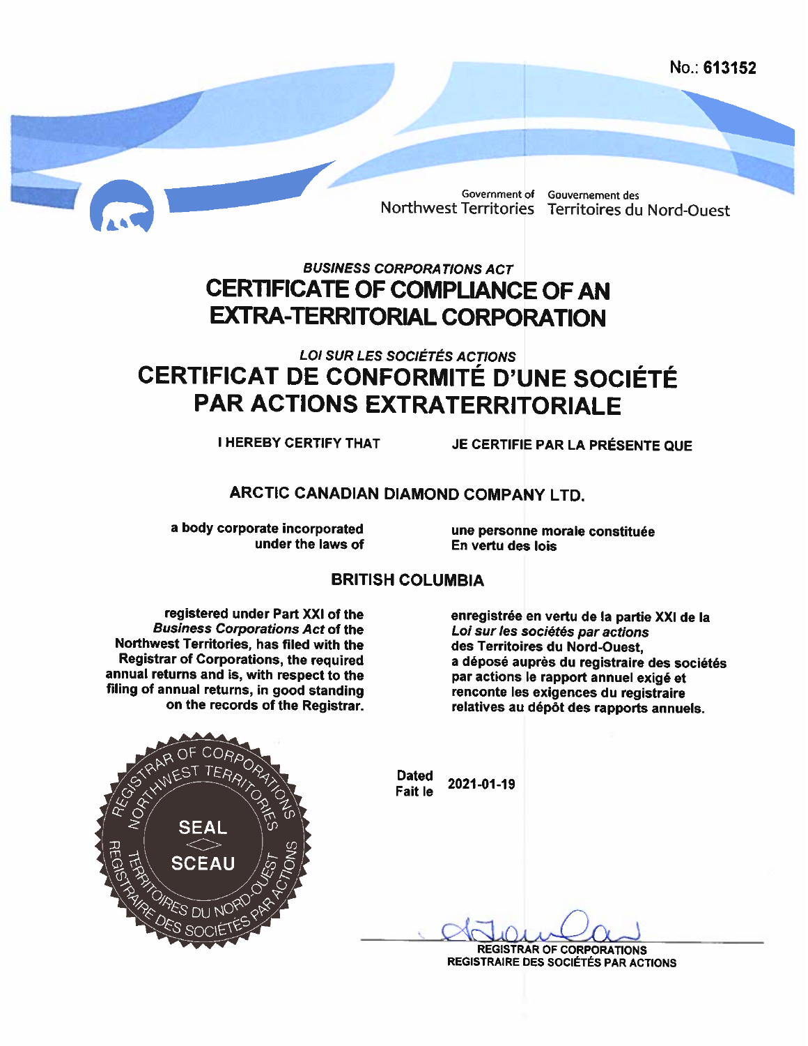No.: **613152**

Government of Northwest Territories | Gouvernement des Territoires du Nord-Ouest

***BUSINESS CORPORATIONS ACT***

# CERTIFICATE OF COMPLIANCE OF AN EXTRA-TERRITORIAL CORPORATION

***LOI SUR LES SOCIÉTÉS ACTIONS***

# CERTIFICAT DE CONFORMITÉ D'UNE SOCIÉTÉ PAR ACTIONS EXTRATERRITORIALE

**I HEREBY CERTIFY THAT**

**JE CERTIFIE PAR LA PRÉSENTE QUE**

**ARCTIC CANADIAN DIAMOND COMPANY LTD.**

**a body corporate incorporated under the laws of**

**une personne morale constituée En vertu des lois**

**BRITISH COLUMBIA**

**registered under Part XXI of the *Business Corporations Act* of the Northwest Territories, has filed with the Registrar of Corporations, the required annual returns and is, with respect to the filing of annual returns, in good standing on the records of the Registrar.**

**enregistrée en vertu de la partie XXI de la *Loi sur les sociétés par actions* des Territoires du Nord-Ouest, a déposé auprès du registraire des sociétés par actions le rapport annuel exigé et rencontre les exigences du registraire relatives au dépôt des rapports annuels.**

REGISTRAR OF CORPORATIONS NORTHWEST TERRITORIES — SEAL / SCEAU — REGISTRAIRE DES SOCIÉTÉS PAR ACTIONS TERRITOIRES DU NORD-OUEST

**Dated / Fait le** 2021-01-19

**REGISTRAR OF CORPORATIONS**
**REGISTRAIRE DES SOCIÉTÉS PAR ACTIONS**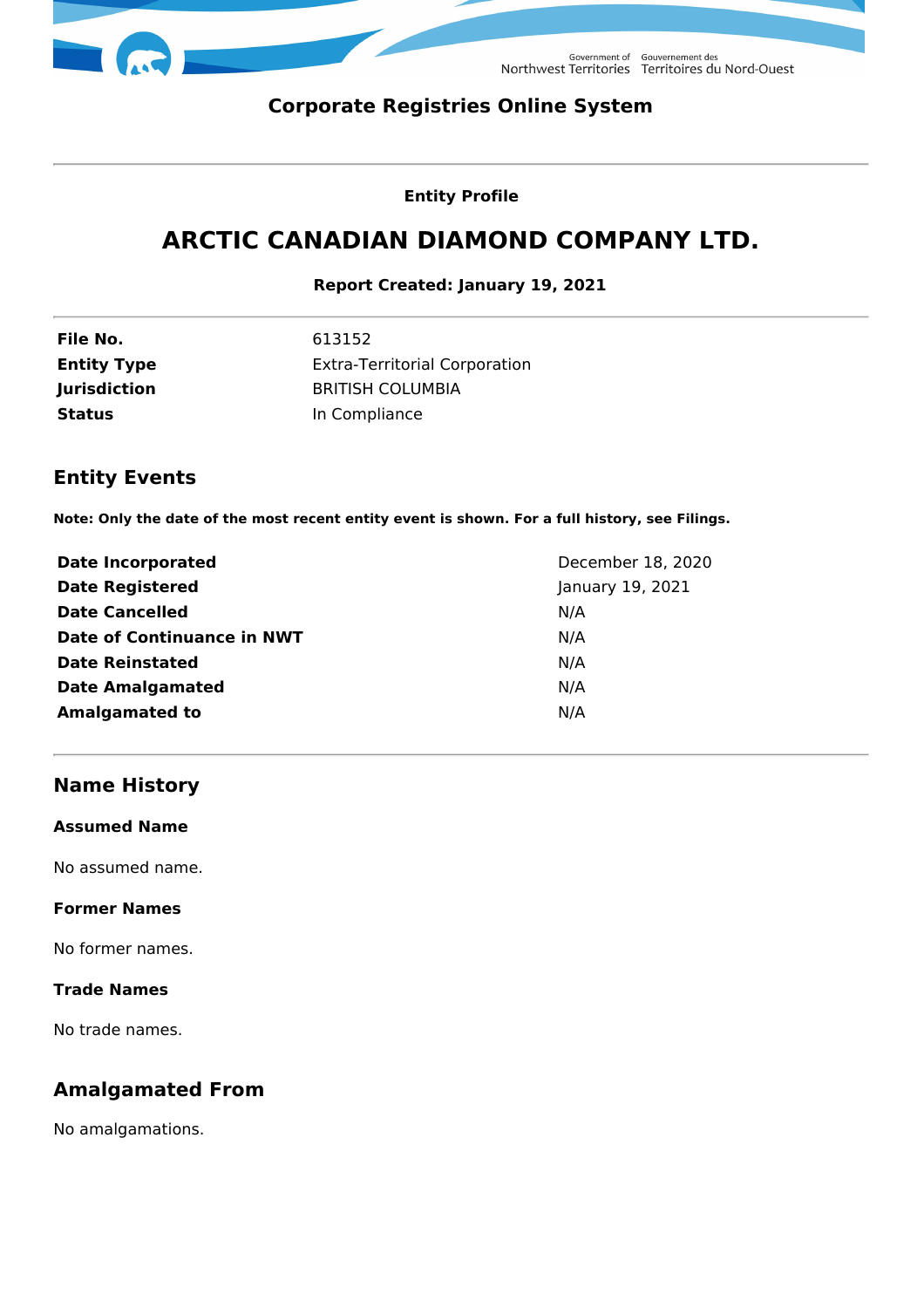Government of Northwest Territories Gouvernement des Territoires du Nord-Ouest

**Corporate Registries Online System**

---

**Entity Profile**

# ARCTIC CANADIAN DIAMOND COMPANY LTD.

**Report Created: January 19, 2021**

---

| | |
|---|---|
| **File No.** | 613152 |
| **Entity Type** | Extra-Territorial Corporation |
| **Jurisdiction** | BRITISH COLUMBIA |
| **Status** | In Compliance |

## Entity Events

**Note: Only the date of the most recent entity event is shown. For a full history, see Filings.**

| | |
|---|---|
| **Date Incorporated** | December 18, 2020 |
| **Date Registered** | January 19, 2021 |
| **Date Cancelled** | N/A |
| **Date of Continuance in NWT** | N/A |
| **Date Reinstated** | N/A |
| **Date Amalgamated** | N/A |
| **Amalgamated to** | N/A |

---

## Name History

**Assumed Name**

No assumed name.

**Former Names**

No former names.

**Trade Names**

No trade names.

## Amalgamated From

No amalgamations.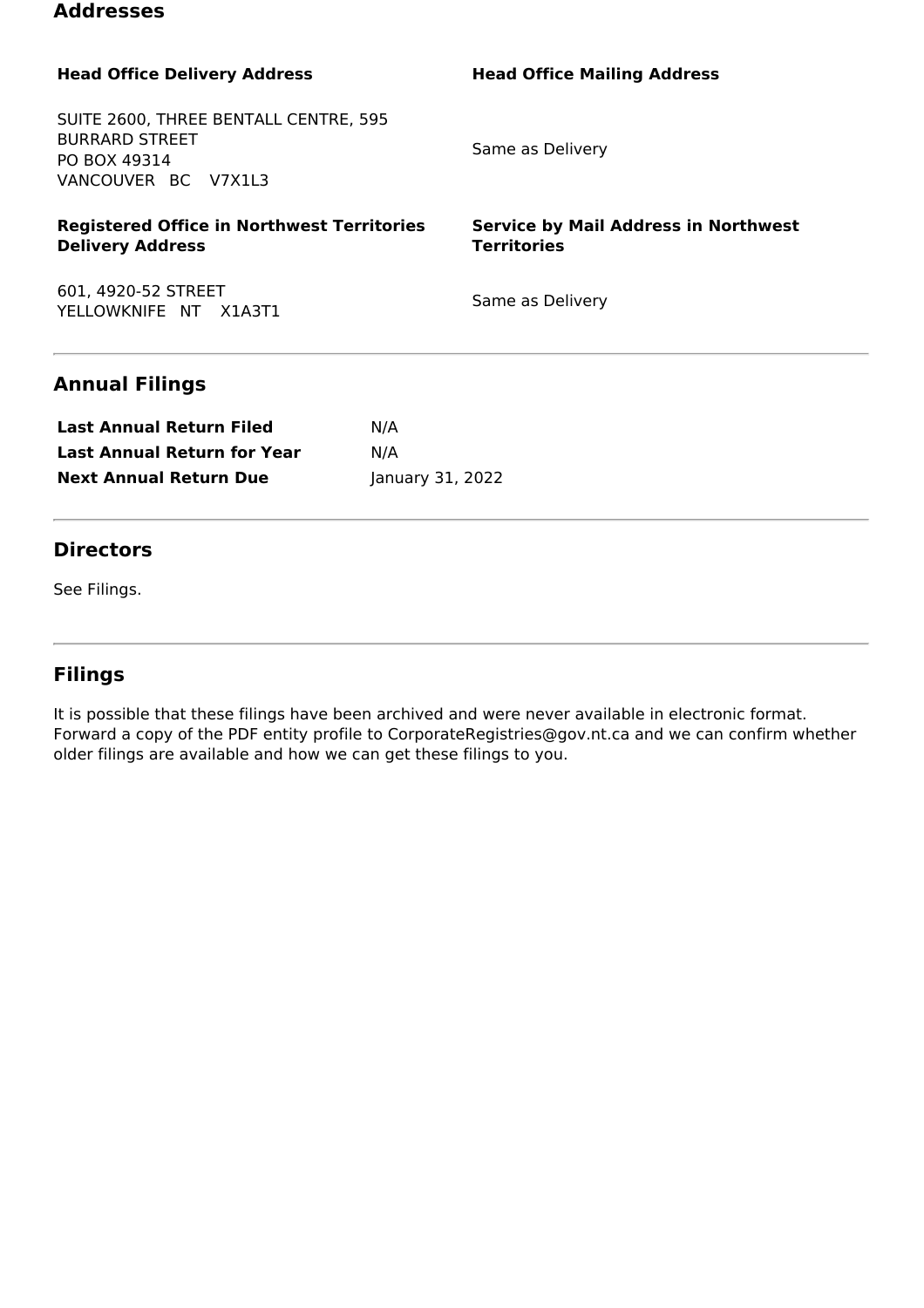## Addresses

| Head Office Delivery Address | Head Office Mailing Address |
|---|---|
| SUITE 2600, THREE BENTALL CENTRE, 595 BURRARD STREET<br>PO BOX 49314<br>VANCOUVER BC V7X1L3 | Same as Delivery |

| Registered Office in Northwest Territories Delivery Address | Service by Mail Address in Northwest Territories |
|---|---|
| 601, 4920-52 STREET<br>YELLOWKNIFE NT X1A3T1 | Same as Delivery |

## Annual Filings

| | |
|---|---|
| **Last Annual Return Filed** | N/A |
| **Last Annual Return for Year** | N/A |
| **Next Annual Return Due** | January 31, 2022 |

## Directors

See Filings.

## Filings

It is possible that these filings have been archived and were never available in electronic format. Forward a copy of the PDF entity profile to CorporateRegistries@gov.nt.ca and we can confirm whether older filings are available and how we can get these filings to you.